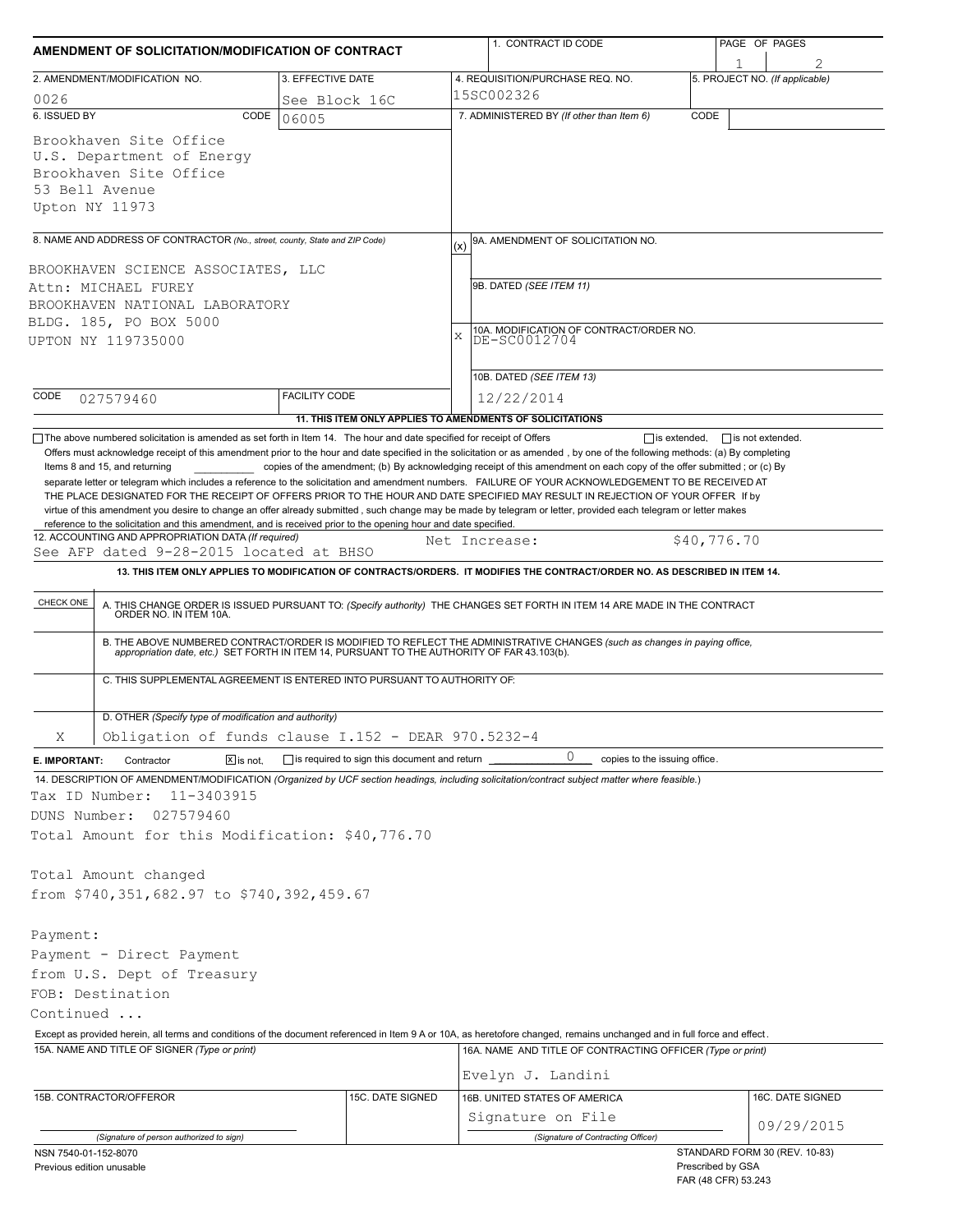# AMENDMENT OF SOLICITATION/MODIFICATION OF CONTRACT

| 1. CONTRACT ID CODE | PAGE OF PAGES |
|---|---|
| | 1 of 2 |

| 2. AMENDMENT/MODIFICATION NO. | 3. EFFECTIVE DATE | 4. REQUISITION/PURCHASE REQ. NO. | 5. PROJECT NO. (If applicable) |
|---|---|---|---|
| 0026 | See Block 16C | 15SC002326 | |

| 6. ISSUED BY CODE 06005 | 7. ADMINISTERED BY (If other than Item 6) CODE |
|---|---|
| Brookhaven Site Office<br>U.S. Department of Energy<br>Brookhaven Site Office<br>53 Bell Avenue<br>Upton NY 11973 | |

**8. NAME AND ADDRESS OF CONTRACTOR** (No., street, county, State and ZIP Code)

BROOKHAVEN SCIENCE ASSOCIATES, LLC
Attn: MICHAEL FUREY
BROOKHAVEN NATIONAL LABORATORY
BLDG. 185, PO BOX 5000
UPTON NY 119735000

CODE 027579460 | FACILITY CODE

(x) 9A. AMENDMENT OF SOLICITATION NO.

9B. DATED (SEE ITEM 11)

X 10A. MODIFICATION OF CONTRACT/ORDER NO. DE-SC0012704

10B. DATED (SEE ITEM 13) 12/22/2014

**11. THIS ITEM ONLY APPLIES TO AMENDMENTS OF SOLICITATIONS**

☐ The above numbered solicitation is amended as set forth in Item 14. The hour and date specified for receipt of Offers ☐ is extended, ☐ is not extended.

Offers must acknowledge receipt of this amendment prior to the hour and date specified in the solicitation or as amended , by one of the following methods: (a) By completing Items 8 and 15, and returning __________ copies of the amendment; (b) By acknowledging receipt of this amendment on each copy of the offer submitted ; or (c) By separate letter or telegram which includes a reference to the solicitation and amendment numbers. FAILURE OF YOUR ACKNOWLEDGEMENT TO BE RECEIVED AT THE PLACE DESIGNATED FOR THE RECEIPT OF OFFERS PRIOR TO THE HOUR AND DATE SPECIFIED MAY RESULT IN REJECTION OF YOUR OFFER If by virtue of this amendment you desire to change an offer already submitted , such change may be made by telegram or letter, provided each telegram or letter makes reference to the solicitation and this amendment, and is received prior to the opening hour and date specified.

**12. ACCOUNTING AND APPROPRIATION DATA** (If required)
See AFP dated 9-28-2015 located at BHSO — Net Increase: $40,776.70

**13. THIS ITEM ONLY APPLIES TO MODIFICATION OF CONTRACTS/ORDERS. IT MODIFIES THE CONTRACT/ORDER NO. AS DESCRIBED IN ITEM 14.**

| CHECK ONE | |
|---|---|
| | A. THIS CHANGE ORDER IS ISSUED PURSUANT TO: (Specify authority) THE CHANGES SET FORTH IN ITEM 14 ARE MADE IN THE CONTRACT ORDER NO. IN ITEM 10A. |
| | B. THE ABOVE NUMBERED CONTRACT/ORDER IS MODIFIED TO REFLECT THE ADMINISTRATIVE CHANGES (such as changes in paying office, appropriation date, etc.) SET FORTH IN ITEM 14, PURSUANT TO THE AUTHORITY OF FAR 43.103(b). |
| | C. THIS SUPPLEMENTAL AGREEMENT IS ENTERED INTO PURSUANT TO AUTHORITY OF: |
| X | D. OTHER (Specify type of modification and authority)<br>Obligation of funds clause I.152 - DEAR 970.5232-4 |

**E. IMPORTANT:** Contractor ☒ is not, ☐ is required to sign this document and return 0 copies to the issuing office.

**14. DESCRIPTION OF AMENDMENT/MODIFICATION** (Organized by UCF section headings, including solicitation/contract subject matter where feasible.)

Tax ID Number: 11-3403915
DUNS Number: 027579460
Total Amount for this Modification: $40,776.70

Total Amount changed
from $740,351,682.97 to $740,392,459.67

Payment:
Payment - Direct Payment
from U.S. Dept of Treasury
FOB: Destination
Continued ...

Except as provided herein, all terms and conditions of the document referenced in Item 9 A or 10A, as heretofore changed, remains unchanged and in full force and effect.

| 15A. NAME AND TITLE OF SIGNER (Type or print) | | 16A. NAME AND TITLE OF CONTRACTING OFFICER (Type or print) | |
|---|---|---|---|
| | | Evelyn J. Landini | |
| 15B. CONTRACTOR/OFFEROR | 15C. DATE SIGNED | 16B. UNITED STATES OF AMERICA | 16C. DATE SIGNED |
| (Signature of person authorized to sign) | | Signature on File<br>(Signature of Contracting Officer) | 09/29/2015 |

NSN 7540-01-152-8070
Previous edition unusable

STANDARD FORM 30 (REV. 10-83)
Prescribed by GSA
FAR (48 CFR) 53.243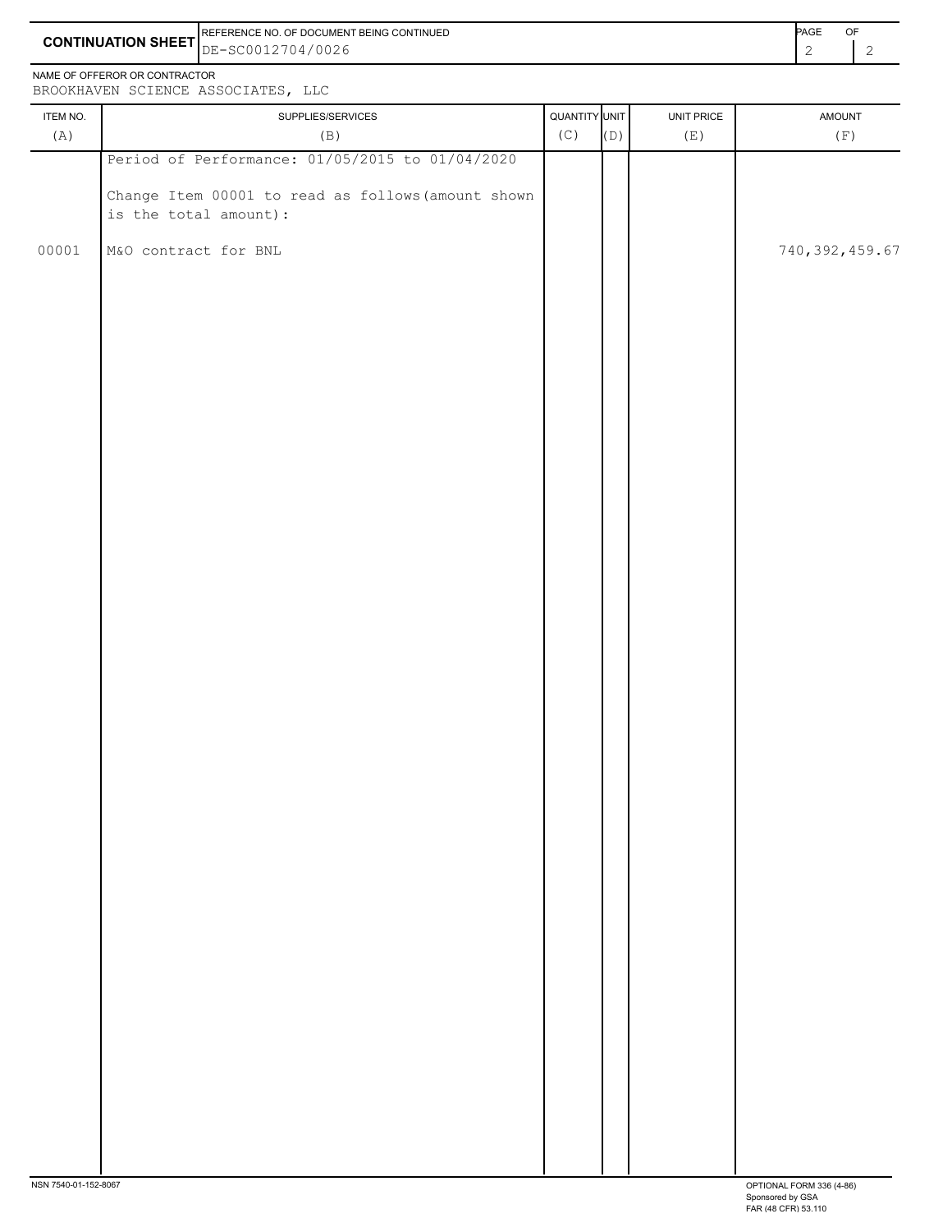**CONTINUATION SHEET**

REFERENCE NO. OF DOCUMENT BEING CONTINUED
DE-SC0012704/0026

NAME OF OFFEROR OR CONTRACTOR
BROOKHAVEN SCIENCE ASSOCIATES, LLC

| ITEM NO. (A) | SUPPLIES/SERVICES (B) | QUANTITY (C) | UNIT (D) | UNIT PRICE (E) | AMOUNT (F) |
|---|---|---|---|---|---|
| | Period of Performance: 01/05/2015 to 01/04/2020 | | | | |
| | Change Item 00001 to read as follows(amount shown is the total amount): | | | | |
| 00001 | M&O contract for BNL | | | | 740,392,459.67 |

NSN 7540-01-152-8067

OPTIONAL FORM 336 (4-86)
Sponsored by GSA
FAR (48 CFR) 53.110